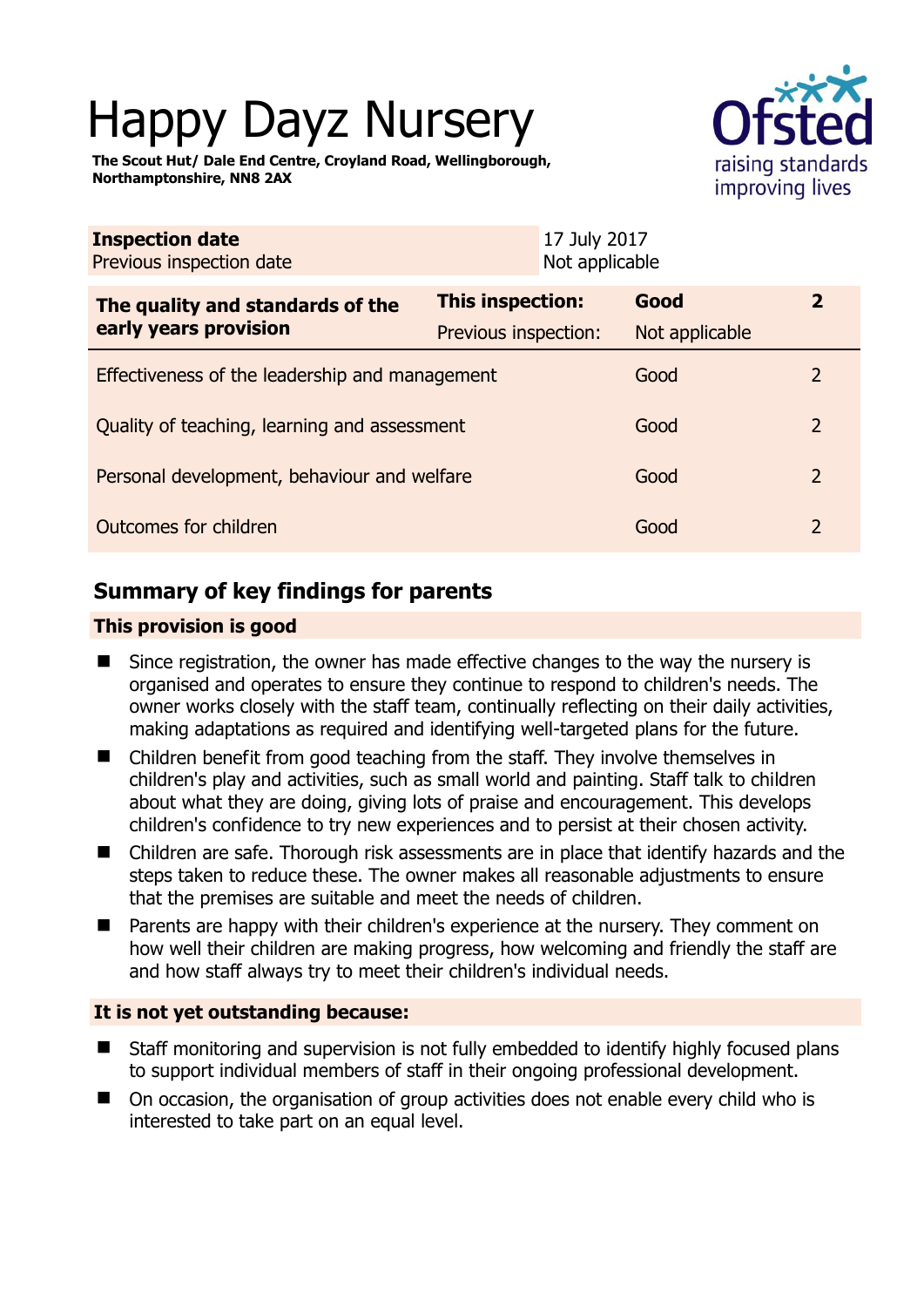# Happy Dayz Nursery

**The Scout Hut/ Dale End Centre, Croyland Road, Wellingborough, Northamptonshire, NN8 2AX**

| **Inspection date** | 17 July 2017 |
|---|---|
| Previous inspection date | Not applicable |

| **The quality and standards of the early years provision** | **This inspection:** | **Good** | **2** |
|---|---|---|---|
| | Previous inspection: | Not applicable | |
| Effectiveness of the leadership and management | | Good | 2 |
| Quality of teaching, learning and assessment | | Good | 2 |
| Personal development, behaviour and welfare | | Good | 2 |
| Outcomes for children | | Good | 2 |

## Summary of key findings for parents

### This provision is good

- Since registration, the owner has made effective changes to the way the nursery is organised and operates to ensure they continue to respond to children's needs. The owner works closely with the staff team, continually reflecting on their daily activities, making adaptations as required and identifying well-targeted plans for the future.
- Children benefit from good teaching from the staff. They involve themselves in children's play and activities, such as small world and painting. Staff talk to children about what they are doing, giving lots of praise and encouragement. This develops children's confidence to try new experiences and to persist at their chosen activity.
- Children are safe. Thorough risk assessments are in place that identify hazards and the steps taken to reduce these. The owner makes all reasonable adjustments to ensure that the premises are suitable and meet the needs of children.
- Parents are happy with their children's experience at the nursery. They comment on how well their children are making progress, how welcoming and friendly the staff are and how staff always try to meet their children's individual needs.

### It is not yet outstanding because:

- Staff monitoring and supervision is not fully embedded to identify highly focused plans to support individual members of staff in their ongoing professional development.
- On occasion, the organisation of group activities does not enable every child who is interested to take part on an equal level.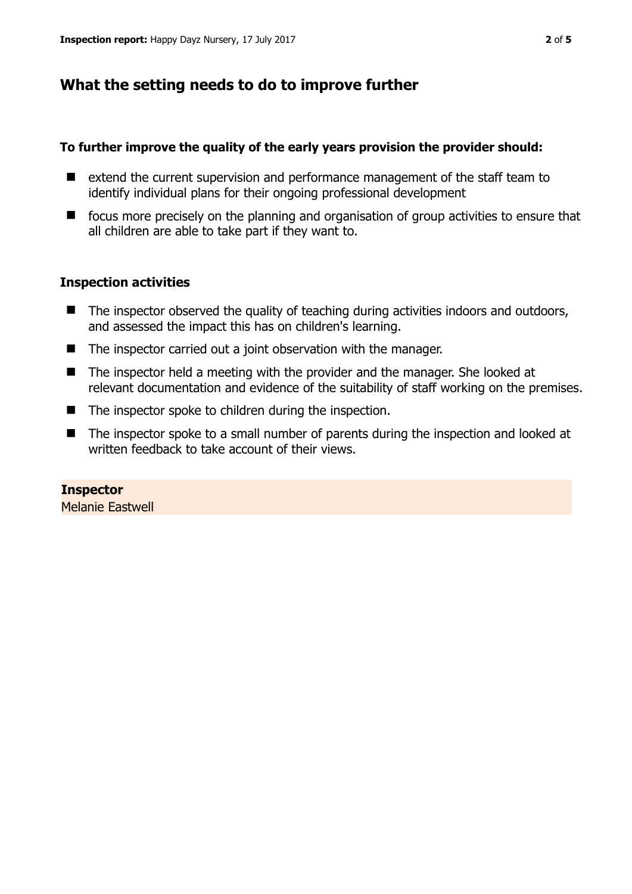## What the setting needs to do to improve further

**To further improve the quality of the early years provision the provider should:**

- extend the current supervision and performance management of the staff team to identify individual plans for their ongoing professional development
- focus more precisely on the planning and organisation of group activities to ensure that all children are able to take part if they want to.

### Inspection activities

- The inspector observed the quality of teaching during activities indoors and outdoors, and assessed the impact this has on children's learning.
- The inspector carried out a joint observation with the manager.
- The inspector held a meeting with the provider and the manager. She looked at relevant documentation and evidence of the suitability of staff working on the premises.
- The inspector spoke to children during the inspection.
- The inspector spoke to a small number of parents during the inspection and looked at written feedback to take account of their views.

**Inspector**
Melanie Eastwell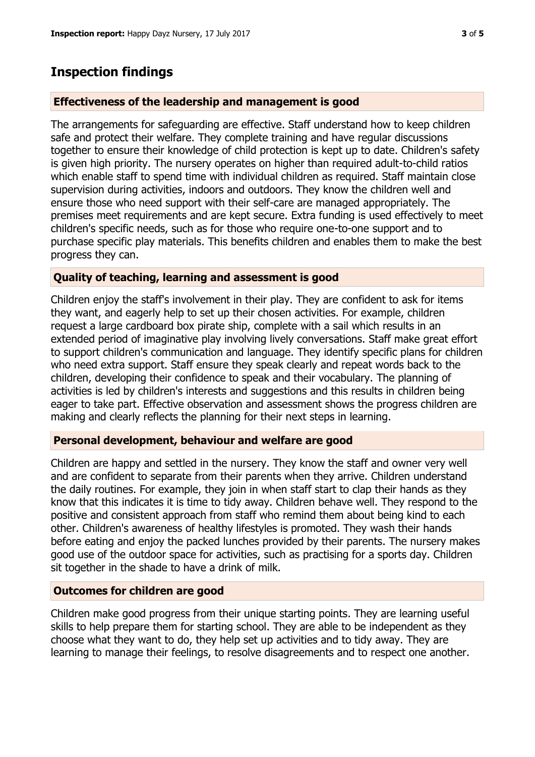# Inspection findings

### Effectiveness of the leadership and management is good

The arrangements for safeguarding are effective. Staff understand how to keep children safe and protect their welfare. They complete training and have regular discussions together to ensure their knowledge of child protection is kept up to date. Children's safety is given high priority. The nursery operates on higher than required adult-to-child ratios which enable staff to spend time with individual children as required. Staff maintain close supervision during activities, indoors and outdoors. They know the children well and ensure those who need support with their self-care are managed appropriately. The premises meet requirements and are kept secure. Extra funding is used effectively to meet children's specific needs, such as for those who require one-to-one support and to purchase specific play materials. This benefits children and enables them to make the best progress they can.

### Quality of teaching, learning and assessment is good

Children enjoy the staff's involvement in their play. They are confident to ask for items they want, and eagerly help to set up their chosen activities. For example, children request a large cardboard box pirate ship, complete with a sail which results in an extended period of imaginative play involving lively conversations. Staff make great effort to support children's communication and language. They identify specific plans for children who need extra support. Staff ensure they speak clearly and repeat words back to the children, developing their confidence to speak and their vocabulary. The planning of activities is led by children's interests and suggestions and this results in children being eager to take part. Effective observation and assessment shows the progress children are making and clearly reflects the planning for their next steps in learning.

### Personal development, behaviour and welfare are good

Children are happy and settled in the nursery. They know the staff and owner very well and are confident to separate from their parents when they arrive. Children understand the daily routines. For example, they join in when staff start to clap their hands as they know that this indicates it is time to tidy away. Children behave well. They respond to the positive and consistent approach from staff who remind them about being kind to each other. Children's awareness of healthy lifestyles is promoted. They wash their hands before eating and enjoy the packed lunches provided by their parents. The nursery makes good use of the outdoor space for activities, such as practising for a sports day. Children sit together in the shade to have a drink of milk.

### Outcomes for children are good

Children make good progress from their unique starting points. They are learning useful skills to help prepare them for starting school. They are able to be independent as they choose what they want to do, they help set up activities and to tidy away. They are learning to manage their feelings, to resolve disagreements and to respect one another.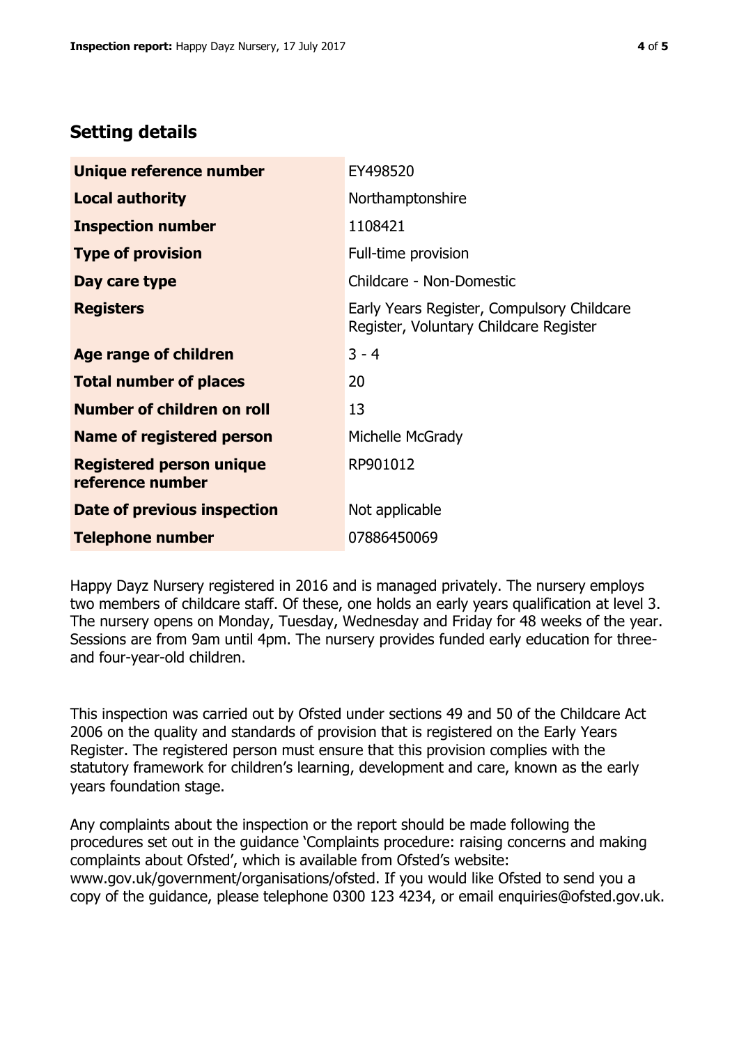## Setting details

| | |
|---|---|
| **Unique reference number** | EY498520 |
| **Local authority** | Northamptonshire |
| **Inspection number** | 1108421 |
| **Type of provision** | Full-time provision |
| **Day care type** | Childcare - Non-Domestic |
| **Registers** | Early Years Register, Compulsory Childcare Register, Voluntary Childcare Register |
| **Age range of children** | 3 - 4 |
| **Total number of places** | 20 |
| **Number of children on roll** | 13 |
| **Name of registered person** | Michelle McGrady |
| **Registered person unique reference number** | RP901012 |
| **Date of previous inspection** | Not applicable |
| **Telephone number** | 07886450069 |

Happy Dayz Nursery registered in 2016 and is managed privately. The nursery employs two members of childcare staff. Of these, one holds an early years qualification at level 3. The nursery opens on Monday, Tuesday, Wednesday and Friday for 48 weeks of the year. Sessions are from 9am until 4pm. The nursery provides funded early education for three- and four-year-old children.

This inspection was carried out by Ofsted under sections 49 and 50 of the Childcare Act 2006 on the quality and standards of provision that is registered on the Early Years Register. The registered person must ensure that this provision complies with the statutory framework for children's learning, development and care, known as the early years foundation stage.

Any complaints about the inspection or the report should be made following the procedures set out in the guidance 'Complaints procedure: raising concerns and making complaints about Ofsted', which is available from Ofsted's website: www.gov.uk/government/organisations/ofsted. If you would like Ofsted to send you a copy of the guidance, please telephone 0300 123 4234, or email enquiries@ofsted.gov.uk.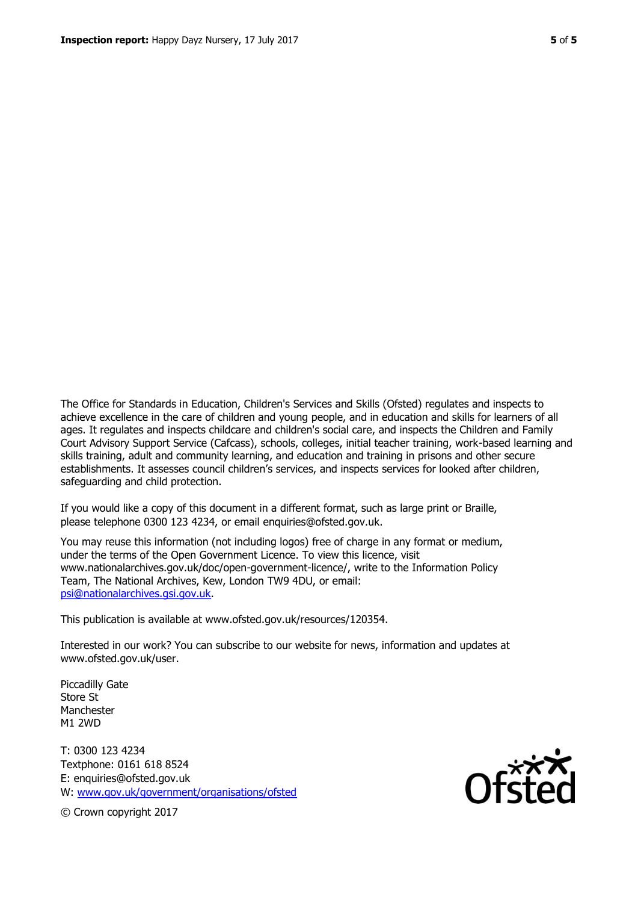The Office for Standards in Education, Children's Services and Skills (Ofsted) regulates and inspects to achieve excellence in the care of children and young people, and in education and skills for learners of all ages. It regulates and inspects childcare and children's social care, and inspects the Children and Family Court Advisory Support Service (Cafcass), schools, colleges, initial teacher training, work-based learning and skills training, adult and community learning, and education and training in prisons and other secure establishments. It assesses council children's services, and inspects services for looked after children, safeguarding and child protection.

If you would like a copy of this document in a different format, such as large print or Braille, please telephone 0300 123 4234, or email enquiries@ofsted.gov.uk.

You may reuse this information (not including logos) free of charge in any format or medium, under the terms of the Open Government Licence. To view this licence, visit www.nationalarchives.gov.uk/doc/open-government-licence/, write to the Information Policy Team, The National Archives, Kew, London TW9 4DU, or email: psi@nationalarchives.gsi.gov.uk.

This publication is available at www.ofsted.gov.uk/resources/120354.

Interested in our work? You can subscribe to our website for news, information and updates at www.ofsted.gov.uk/user.

Piccadilly Gate
Store St
Manchester
M1 2WD

T: 0300 123 4234
Textphone: 0161 618 8524
E: enquiries@ofsted.gov.uk
W: www.gov.uk/government/organisations/ofsted

© Crown copyright 2017